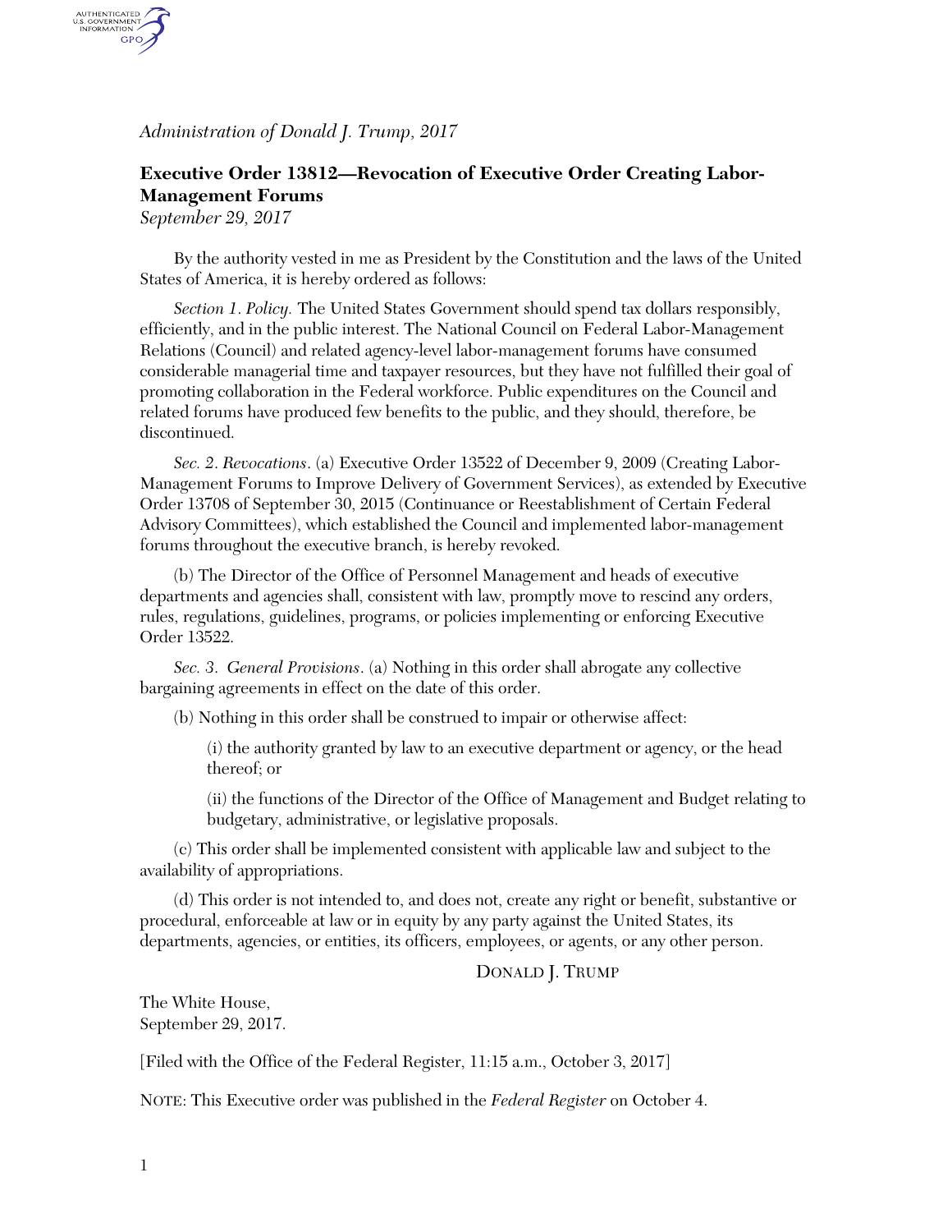*Administration of Donald J. Trump, 2017*

## Executive Order 13812—Revocation of Executive Order Creating Labor-Management Forums

*September 29, 2017*

By the authority vested in me as President by the Constitution and the laws of the United States of America, it is hereby ordered as follows:

*Section 1. Policy.* The United States Government should spend tax dollars responsibly, efficiently, and in the public interest. The National Council on Federal Labor-Management Relations (Council) and related agency-level labor-management forums have consumed considerable managerial time and taxpayer resources, but they have not fulfilled their goal of promoting collaboration in the Federal workforce. Public expenditures on the Council and related forums have produced few benefits to the public, and they should, therefore, be discontinued.

*Sec. 2. Revocations.* (a) Executive Order 13522 of December 9, 2009 (Creating Labor-Management Forums to Improve Delivery of Government Services), as extended by Executive Order 13708 of September 30, 2015 (Continuance or Reestablishment of Certain Federal Advisory Committees), which established the Council and implemented labor-management forums throughout the executive branch, is hereby revoked.

(b) The Director of the Office of Personnel Management and heads of executive departments and agencies shall, consistent with law, promptly move to rescind any orders, rules, regulations, guidelines, programs, or policies implementing or enforcing Executive Order 13522.

*Sec. 3. General Provisions.* (a) Nothing in this order shall abrogate any collective bargaining agreements in effect on the date of this order.

(b) Nothing in this order shall be construed to impair or otherwise affect:

(i) the authority granted by law to an executive department or agency, or the head thereof; or

(ii) the functions of the Director of the Office of Management and Budget relating to budgetary, administrative, or legislative proposals.

(c) This order shall be implemented consistent with applicable law and subject to the availability of appropriations.

(d) This order is not intended to, and does not, create any right or benefit, substantive or procedural, enforceable at law or in equity by any party against the United States, its departments, agencies, or entities, its officers, employees, or agents, or any other person.

DONALD J. TRUMP

The White House,
September 29, 2017.

[Filed with the Office of the Federal Register, 11:15 a.m., October 3, 2017]

NOTE: This Executive order was published in the *Federal Register* on October 4.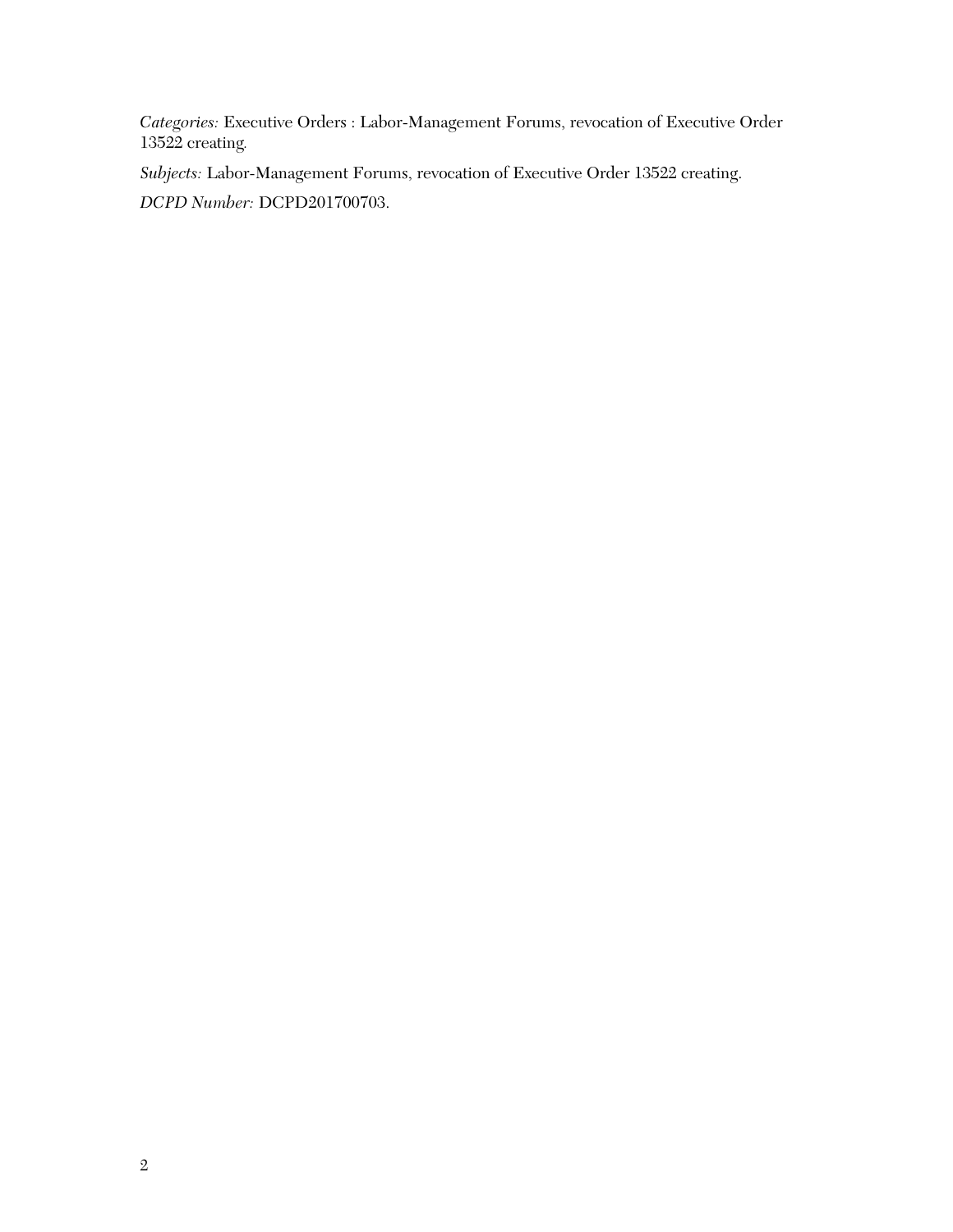*Categories:* Executive Orders : Labor-Management Forums, revocation of Executive Order 13522 creating.

*Subjects:* Labor-Management Forums, revocation of Executive Order 13522 creating.

*DCPD Number:* DCPD201700703.